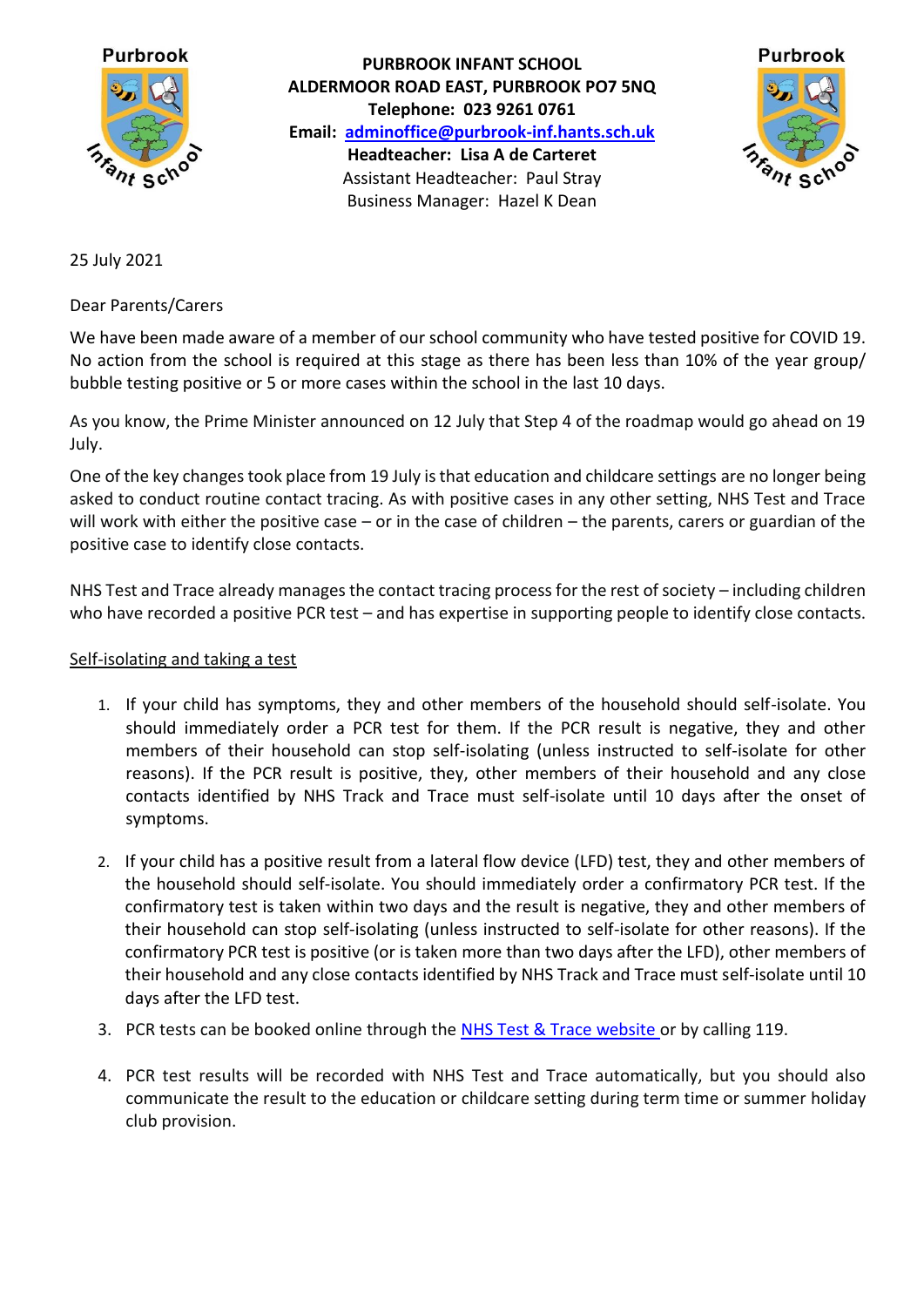**PURBROOK INFANT SCHOOL**
**ALDERMOOR ROAD EAST, PURBROOK PO7 5NQ**
**Telephone: 023 9261 0761**
**Email: adminoffice@purbrook-inf.hants.sch.uk**
**Headteacher: Lisa A de Carteret**
Assistant Headteacher: Paul Stray
Business Manager: Hazel K Dean

25 July 2021

Dear Parents/Carers

We have been made aware of a member of our school community who have tested positive for COVID 19. No action from the school is required at this stage as there has been less than 10% of the year group/ bubble testing positive or 5 or more cases within the school in the last 10 days.

As you know, the Prime Minister announced on 12 July that Step 4 of the roadmap would go ahead on 19 July.

One of the key changes took place from 19 July is that education and childcare settings are no longer being asked to conduct routine contact tracing. As with positive cases in any other setting, NHS Test and Trace will work with either the positive case – or in the case of children – the parents, carers or guardian of the positive case to identify close contacts.

NHS Test and Trace already manages the contact tracing process for the rest of society – including children who have recorded a positive PCR test – and has expertise in supporting people to identify close contacts.

<u>Self-isolating and taking a test</u>

1. If your child has symptoms, they and other members of the household should self-isolate. You should immediately order a PCR test for them. If the PCR result is negative, they and other members of their household can stop self-isolating (unless instructed to self-isolate for other reasons). If the PCR result is positive, they, other members of their household and any close contacts identified by NHS Track and Trace must self-isolate until 10 days after the onset of symptoms.

2. If your child has a positive result from a lateral flow device (LFD) test, they and other members of the household should self-isolate. You should immediately order a confirmatory PCR test. If the confirmatory test is taken within two days and the result is negative, they and other members of their household can stop self-isolating (unless instructed to self-isolate for other reasons). If the confirmatory PCR test is positive (or is taken more than two days after the LFD), other members of their household and any close contacts identified by NHS Track and Trace must self-isolate until 10 days after the LFD test.

3. PCR tests can be booked online through the NHS Test & Trace website or by calling 119.

4. PCR test results will be recorded with NHS Test and Trace automatically, but you should also communicate the result to the education or childcare setting during term time or summer holiday club provision.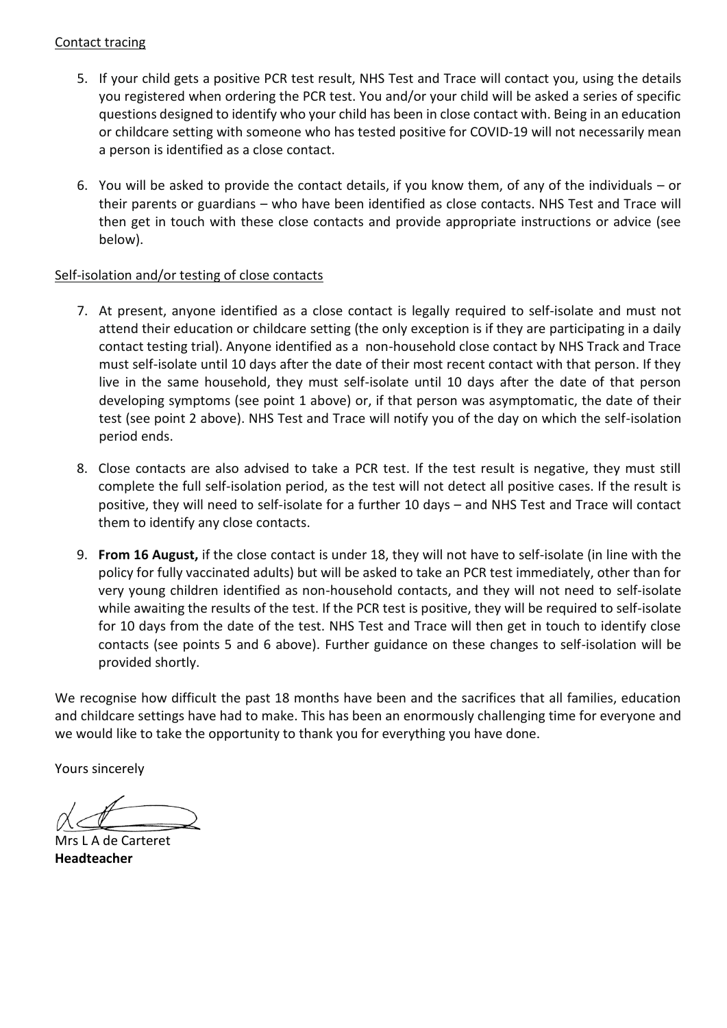Contact tracing

5. If your child gets a positive PCR test result, NHS Test and Trace will contact you, using the details you registered when ordering the PCR test. You and/or your child will be asked a series of specific questions designed to identify who your child has been in close contact with. Being in an education or childcare setting with someone who has tested positive for COVID-19 will not necessarily mean a person is identified as a close contact.

6. You will be asked to provide the contact details, if you know them, of any of the individuals – or their parents or guardians – who have been identified as close contacts. NHS Test and Trace will then get in touch with these close contacts and provide appropriate instructions or advice (see below).

Self-isolation and/or testing of close contacts

7. At present, anyone identified as a close contact is legally required to self-isolate and must not attend their education or childcare setting (the only exception is if they are participating in a daily contact testing trial). Anyone identified as a non-household close contact by NHS Track and Trace must self-isolate until 10 days after the date of their most recent contact with that person. If they live in the same household, they must self-isolate until 10 days after the date of that person developing symptoms (see point 1 above) or, if that person was asymptomatic, the date of their test (see point 2 above). NHS Test and Trace will notify you of the day on which the self-isolation period ends.

8. Close contacts are also advised to take a PCR test. If the test result is negative, they must still complete the full self-isolation period, as the test will not detect all positive cases. If the result is positive, they will need to self-isolate for a further 10 days – and NHS Test and Trace will contact them to identify any close contacts.

9. **From 16 August,** if the close contact is under 18, they will not have to self-isolate (in line with the policy for fully vaccinated adults) but will be asked to take an PCR test immediately, other than for very young children identified as non-household contacts, and they will not need to self-isolate while awaiting the results of the test. If the PCR test is positive, they will be required to self-isolate for 10 days from the date of the test. NHS Test and Trace will then get in touch to identify close contacts (see points 5 and 6 above). Further guidance on these changes to self-isolation will be provided shortly.

We recognise how difficult the past 18 months have been and the sacrifices that all families, education and childcare settings have had to make. This has been an enormously challenging time for everyone and we would like to take the opportunity to thank you for everything you have done.

Yours sincerely

Mrs L A de Carteret
**Headteacher**